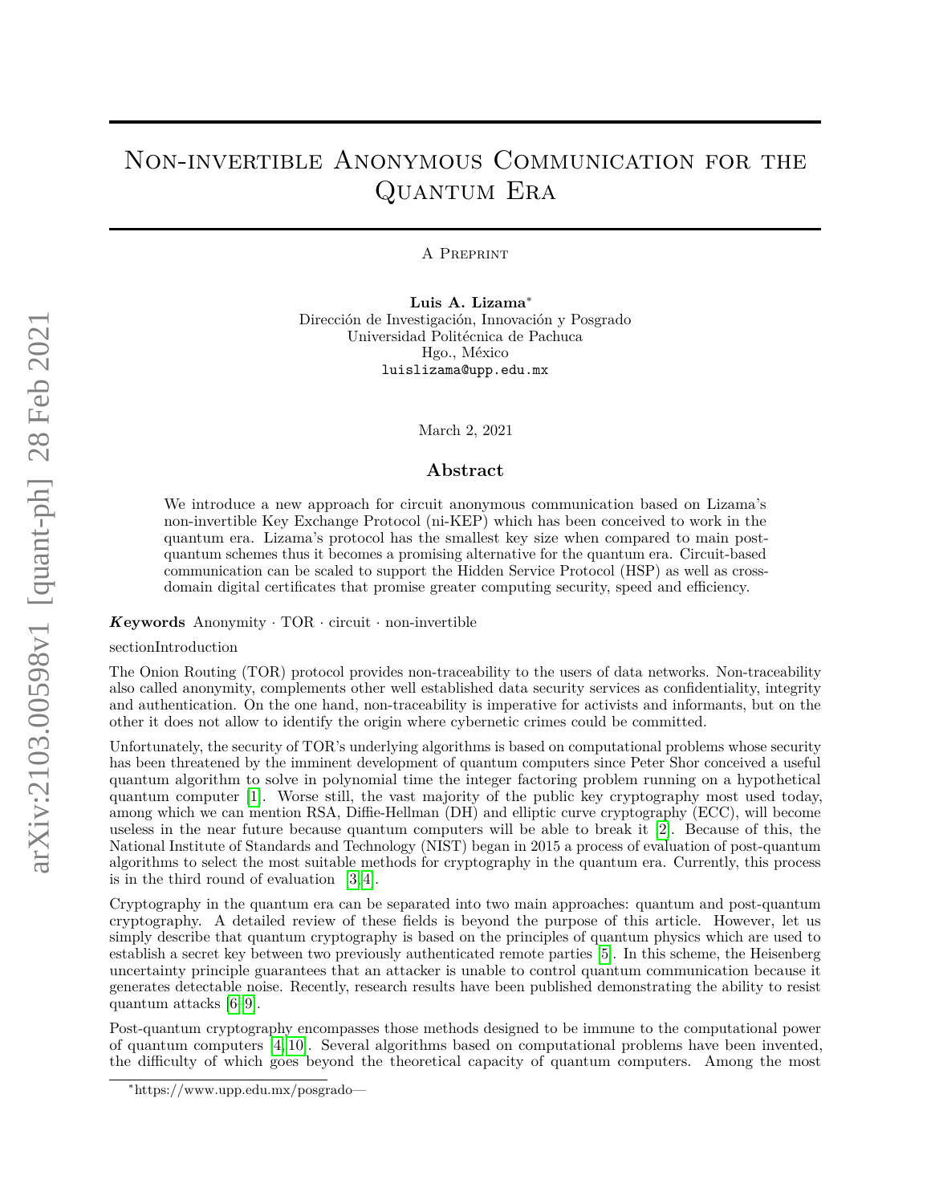# Non-invertible Anonymous Communication for the Quantum Era

A Preprint

**Luis A. Lizama**[*]
Dirección de Investigación, Innovación y Posgrado
Universidad Politécnica de Pachuca
Hgo., México
luislizama@upp.edu.mx

March 2, 2021

## Abstract

We introduce a new approach for circuit anonymous communication based on Lizama's non-invertible Key Exchange Protocol (ni-KEP) which has been conceived to work in the quantum era. Lizama's protocol has the smallest key size when compared to main post-quantum schemes thus it becomes a promising alternative for the quantum era. Circuit-based communication can be scaled to support the Hidden Service Protocol (HSP) as well as cross-domain digital certificates that promise greater computing security, speed and efficiency.

***Keywords*** Anonymity · TOR · circuit · non-invertible

sectionIntroduction

The Onion Routing (TOR) protocol provides non-traceability to the users of data networks. Non-traceability also called anonymity, complements other well established data security services as confidentiality, integrity and authentication. On the one hand, non-traceability is imperative for activists and informants, but on the other it does not allow to identify the origin where cybernetic crimes could be committed.

Unfortunately, the security of TOR's underlying algorithms is based on computational problems whose security has been threatened by the imminent development of quantum computers since Peter Shor conceived a useful quantum algorithm to solve in polynomial time the integer factoring problem running on a hypothetical quantum computer [1]. Worse still, the vast majority of the public key cryptography most used today, among which we can mention RSA, Diffie-Hellman (DH) and elliptic curve cryptography (ECC), will become useless in the near future because quantum computers will be able to break it [2]. Because of this, the National Institute of Standards and Technology (NIST) began in 2015 a process of evaluation of post-quantum algorithms to select the most suitable methods for cryptography in the quantum era. Currently, this process is in the third round of evaluation [3, 4].

Cryptography in the quantum era can be separated into two main approaches: quantum and post-quantum cryptography. A detailed review of these fields is beyond the purpose of this article. However, let us simply describe that quantum cryptography is based on the principles of quantum physics which are used to establish a secret key between two previously authenticated remote parties [5]. In this scheme, the Heisenberg uncertainty principle guarantees that an attacker is unable to control quantum communication because it generates detectable noise. Recently, research results have been published demonstrating the ability to resist quantum attacks [6–9].

Post-quantum cryptography encompasses those methods designed to be immune to the computational power of quantum computers [4, 10]. Several algorithms based on computational problems have been invented, the difficulty of which goes beyond the theoretical capacity of quantum computers. Among the most

[*]https://www.upp.edu.mx/posgrado—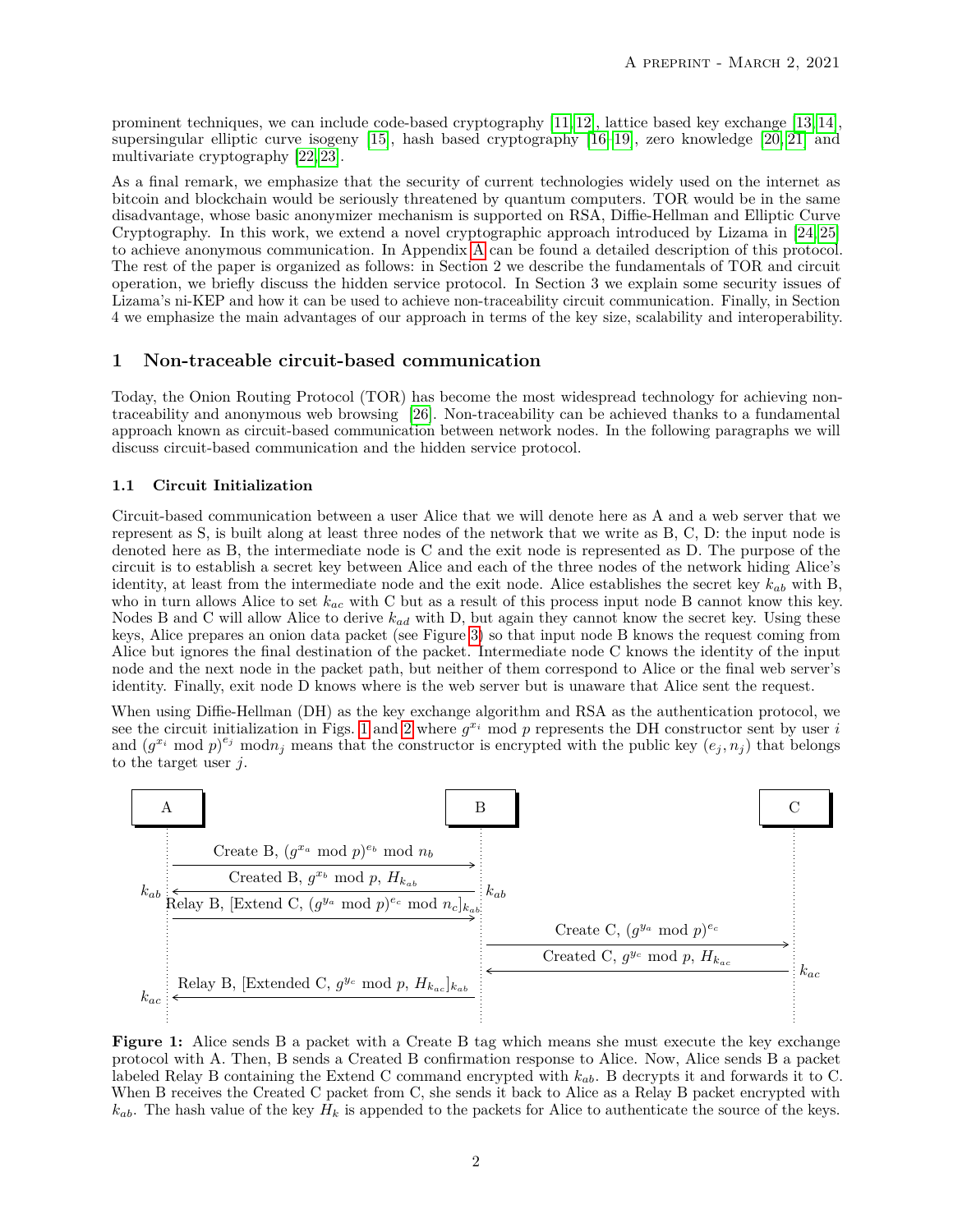prominent techniques, we can include code-based cryptography [11, 12], lattice based key exchange [13, 14], supersingular elliptic curve isogeny [15], hash based cryptography [16–19], zero knowledge [20, 21] and multivariate cryptography [22, 23].

As a final remark, we emphasize that the security of current technologies widely used on the internet as bitcoin and blockchain would be seriously threatened by quantum computers. TOR would be in the same disadvantage, whose basic anonymizer mechanism is supported on RSA, Diffie-Hellman and Elliptic Curve Cryptography. In this work, we extend a novel cryptographic approach introduced by Lizama in [24, 25] to achieve anonymous communication. In Appendix A can be found a detailed description of this protocol. The rest of the paper is organized as follows: in Section 2 we describe the fundamentals of TOR and circuit operation, we briefly discuss the hidden service protocol. In Section 3 we explain some security issues of Lizama's ni-KEP and how it can be used to achieve non-traceability circuit communication. Finally, in Section 4 we emphasize the main advantages of our approach in terms of the key size, scalability and interoperability.

## 1 Non-traceable circuit-based communication

Today, the Onion Routing Protocol (TOR) has become the most widespread technology for achieving non-traceability and anonymous web browsing [26]. Non-traceability can be achieved thanks to a fundamental approach known as circuit-based communication between network nodes. In the following paragraphs we will discuss circuit-based communication and the hidden service protocol.

### 1.1 Circuit Initialization

Circuit-based communication between a user Alice that we will denote here as A and a web server that we represent as S, is built along at least three nodes of the network that we write as B, C, D: the input node is denoted here as B, the intermediate node is C and the exit node is represented as D. The purpose of the circuit is to establish a secret key between Alice and each of the three nodes of the network hiding Alice's identity, at least from the intermediate node and the exit node. Alice establishes the secret key $k_{ab}$ with B, who in turn allows Alice to set $k_{ac}$ with C but as a result of this process input node B cannot know this key. Nodes B and C will allow Alice to derive $k_{ad}$ with D, but again they cannot know the secret key. Using these keys, Alice prepares an onion data packet (see Figure 3) so that input node B knows the request coming from Alice but ignores the final destination of the packet. Intermediate node C knows the identity of the input node and the next node in the packet path, but neither of them correspond to Alice or the final web server's identity. Finally, exit node D knows where is the web server but is unaware that Alice sent the request.

When using Diffie-Hellman (DH) as the key exchange algorithm and RSA as the authentication protocol, we see the circuit initialization in Figs. 1 and 2 where $g^{x_i} \bmod p$ represents the DH constructor sent by user $i$ and $(g^{x_i} \bmod p)^{e_j} \bmod n_j$ means that the constructor is encrypted with the public key $(e_j, n_j)$ that belongs to the target user $j$.

A → B: Create B, $(g^{x_a} \bmod p)^{e_b} \bmod n_b$

B → A: Created B, $g^{x_b} \bmod p$, $H_{k_{ab}}$ (A: $k_{ab}$; B: $k_{ab}$)

A → B: Relay B, [Extend C, $(g^{y_a} \bmod p)^{e_c} \bmod n_c]_{k_{ab}}$

B → C: Create C, $(g^{y_a} \bmod p)^{e_c}$

C → B: Created C, $g^{y_c} \bmod p$, $H_{k_{ac}}$ (C: $k_{ac}$)

B → A: Relay B, [Extended C, $g^{y_c} \bmod p$, $H_{k_{ac}}]_{k_{ab}}$ (A: $k_{ac}$)

**Figure 1:** Alice sends B a packet with a Create B tag which means she must execute the key exchange protocol with A. Then, B sends a Created B confirmation response to Alice. Now, Alice sends B a packet labeled Relay B containing the Extend C command encrypted with $k_{ab}$. B decrypts it and forwards it to C. When B receives the Created C packet from C, she sends it back to Alice as a Relay B packet encrypted with $k_{ab}$. The hash value of the key $H_k$ is appended to the packets for Alice to authenticate the source of the keys.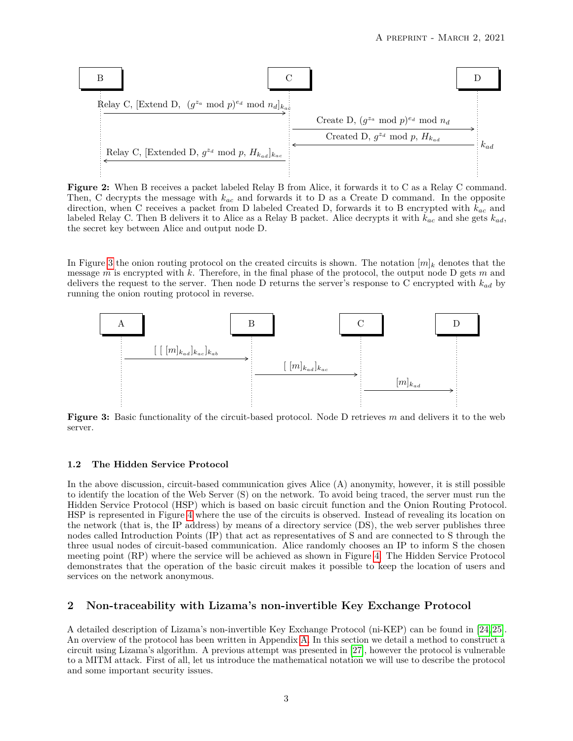B — C — D

Relay C, [Extend D, $(g^{z_a} \bmod p)^{e_d} \bmod n_d]_{k_{ac}}$

Create D, $(g^{z_a} \bmod p)^{e_d} \bmod n_d$

Created D, $g^{z_d} \bmod p$, $H_{k_{ad}}$

$k_{ad}$

Relay C, [Extended D, $g^{z_d} \bmod p$, $H_{k_{ad}}]_{k_{ac}}$

**Figure 2:** When B receives a packet labeled Relay B from Alice, it forwards it to C as a Relay C command. Then, C decrypts the message with $k_{ac}$ and forwards it to D as a Create D command. In the opposite direction, when C receives a packet from D labeled Created D, forwards it to B encrypted with $k_{ac}$ and labeled Relay C. Then B delivers it to Alice as a Relay B packet. Alice decrypts it with $k_{ac}$ and she gets $k_{ad}$, the secret key between Alice and output node D.

In Figure 3 the onion routing protocol on the created circuits is shown. The notation $[m]_k$ denotes that the message $m$ is encrypted with $k$. Therefore, in the final phase of the protocol, the output node D gets $m$ and delivers the request to the server. Then node D returns the server's response to C encrypted with $k_{ad}$ by running the onion routing protocol in reverse.

A — B — C — D

$[\,[\,[m]_{k_{ad}}]_{k_{ac}}]_{k_{ab}}$

$[\,[m]_{k_{ad}}]_{k_{ac}}$

$[m]_{k_{ad}}$

**Figure 3:** Basic functionality of the circuit-based protocol. Node D retrieves $m$ and delivers it to the web server.

### 1.2 The Hidden Service Protocol

In the above discussion, circuit-based communication gives Alice (A) anonymity, however, it is still possible to identify the location of the Web Server (S) on the network. To avoid being traced, the server must run the Hidden Service Protocol (HSP) which is based on basic circuit function and the Onion Routing Protocol. HSP is represented in Figure 4 where the use of the circuits is observed. Instead of revealing its location on the network (that is, the IP address) by means of a directory service (DS), the web server publishes three nodes called Introduction Points (IP) that act as representatives of S and are connected to S through the three usual nodes of circuit-based communication. Alice randomly chooses an IP to inform S the chosen meeting point (RP) where the service will be achieved as shown in Figure 4. The Hidden Service Protocol demonstrates that the operation of the basic circuit makes it possible to keep the location of users and services on the network anonymous.

## 2 Non-traceability with Lizama's non-invertible Key Exchange Protocol

A detailed description of Lizama's non-invertible Key Exchange Protocol (ni-KEP) can be found in [24, 25]. An overview of the protocol has been written in Appendix A. In this section we detail a method to construct a circuit using Lizama's algorithm. A previous attempt was presented in [27], however the protocol is vulnerable to a MITM attack. First of all, let us introduce the mathematical notation we will use to describe the protocol and some important security issues.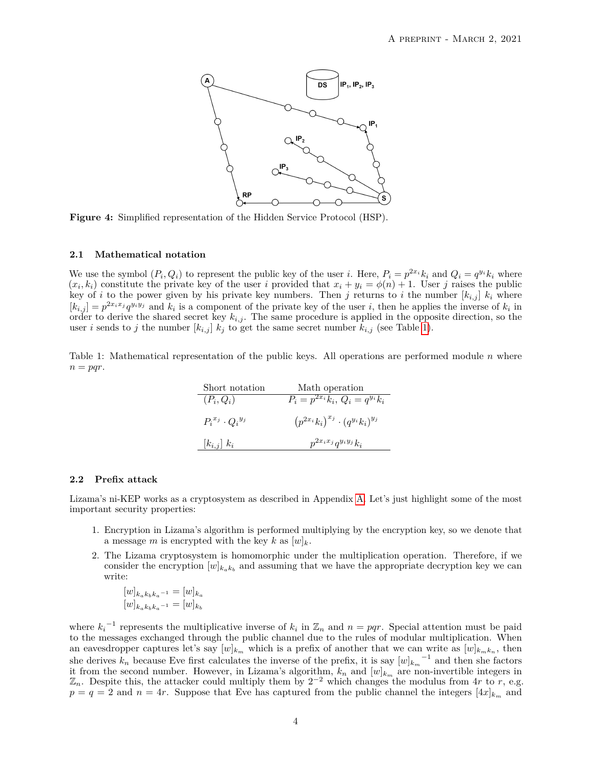**Figure 4:** Simplified representation of the Hidden Service Protocol (HSP).

### 2.1 Mathematical notation

We use the symbol $(P_i, Q_i)$ to represent the public key of the user $i$. Here, $P_i = p^{2x_i} k_i$ and $Q_i = q^{y_i} k_i$ where $(x_i, k_i)$ constitute the private key of the user $i$ provided that $x_i + y_i = \phi(n) + 1$. User $j$ raises the public key of $i$ to the power given by his private key numbers. Then $j$ returns to $i$ the number $[k_{i,j}]\ k_i$ where $[k_{i,j}] = p^{2x_i x_j} q^{y_i y_j}$ and $k_i$ is a component of the private key of the user $i$, then he applies the inverse of $k_i$ in order to derive the shared secret key $k_{i,j}$. The same procedure is applied in the opposite direction, so the user $i$ sends to $j$ the number $[k_{i,j}]\ k_j$ to get the same secret number $k_{i,j}$ (see Table 1).

Table 1: Mathematical representation of the public keys. All operations are performed module $n$ where $n = pqr$.

| Short notation | Math operation |
|---|---|
| $(P_i, Q_i)$ | $P_i = p^{2x_i} k_i$, $Q_i = q^{y_i} k_i$ |
| ${P_i}^{x_j} \cdot {Q_i}^{y_j}$ | $\left(p^{2x_i} k_i\right)^{x_j} \cdot \left(q^{y_i} k_i\right)^{y_j}$ |
| $[k_{i,j}]\ k_i$ | $p^{2x_i x_j} q^{y_i y_j} k_i$ |

### 2.2 Prefix attack

Lizama's ni-KEP works as a cryptosystem as described in Appendix A. Let's just highlight some of the most important security properties:

1. Encryption in Lizama's algorithm is performed multiplying by the encryption key, so we denote that a message $m$ is encrypted with the key $k$ as $[w]_k$.
2. The Lizama cryptosystem is homomorphic under the multiplication operation. Therefore, if we consider the encryption $[w]_{k_a k_b}$ and assuming that we have the appropriate decryption key we can write:

   $[w]_{k_a k_b {k_a}^{-1}} = [w]_{k_a}$
   $[w]_{k_a k_b {k_a}^{-1}} = [w]_{k_b}$

where ${k_i}^{-1}$ represents the multiplicative inverse of $k_i$ in $\mathbb{Z}_n$ and $n = pqr$. Special attention must be paid to the messages exchanged through the public channel due to the rules of modular multiplication. When an eavesdropper captures let's say $[w]_{k_m}$ which is a prefix of another that we can write as $[w]_{k_m k_n}$, then she derives $k_n$ because Eve first calculates the inverse of the prefix, it is say ${[w]_{k_m}}^{-1}$ and then she factors it from the second number. However, in Lizama's algorithm, $k_n$ and $[w]_{k_m}$ are non-invertible integers in $\mathbb{Z}_n$. Despite this, the attacker could multiply them by $2^{-2}$ which changes the modulus from $4r$ to $r$, e.g. $p = q = 2$ and $n = 4r$. Suppose that Eve has captured from the public channel the integers $[4x]_{k_m}$ and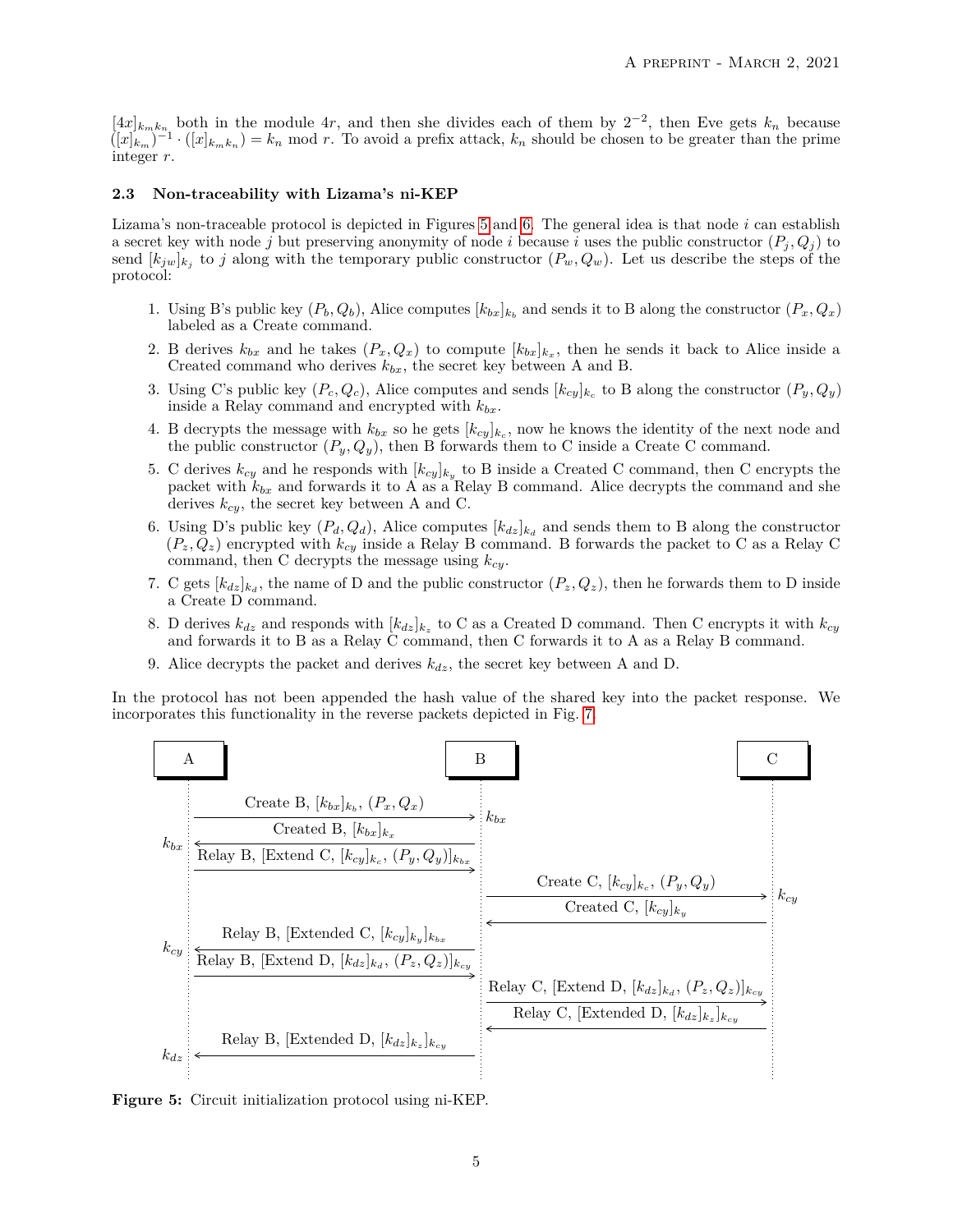$[4x]_{k_m k_n}$ both in the module $4r$, and then she divides each of them by $2^{-2}$, then Eve gets $k_n$ because $([x]_{k_m})^{-1} \cdot ([x]_{k_m k_n}) = k_n \bmod r$. To avoid a prefix attack, $k_n$ should be chosen to be greater than the prime integer $r$.

### 2.3 Non-traceability with Lizama's ni-KEP

Lizama's non-traceable protocol is depicted in Figures 5 and 6. The general idea is that node $i$ can establish a secret key with node $j$ but preserving anonymity of node $i$ because $i$ uses the public constructor $(P_j, Q_j)$ to send $[k_{jw}]_{k_j}$ to $j$ along with the temporary public constructor $(P_w, Q_w)$. Let us describe the steps of the protocol:

1. Using B's public key $(P_b, Q_b)$, Alice computes $[k_{bx}]_{k_b}$ and sends it to B along the constructor $(P_x, Q_x)$ labeled as a Create command.
2. B derives $k_{bx}$ and he takes $(P_x, Q_x)$ to compute $[k_{bx}]_{k_x}$, then he sends it back to Alice inside a Created command who derives $k_{bx}$, the secret key between A and B.
3. Using C's public key $(P_c, Q_c)$, Alice computes and sends $[k_{cy}]_{k_c}$ to B along the constructor $(P_y, Q_y)$ inside a Relay command and encrypted with $k_{bx}$.
4. B decrypts the message with $k_{bx}$ so he gets $[k_{cy}]_{k_c}$, now he knows the identity of the next node and the public constructor $(P_y, Q_y)$, then B forwards them to C inside a Create C command.
5. C derives $k_{cy}$ and he responds with $[k_{cy}]_{k_y}$ to B inside a Created C command, then C encrypts the packet with $k_{bx}$ and forwards it to A as a Relay B command. Alice decrypts the command and she derives $k_{cy}$, the secret key between A and C.
6. Using D's public key $(P_d, Q_d)$, Alice computes $[k_{dz}]_{k_d}$ and sends them to B along the constructor $(P_z, Q_z)$ encrypted with $k_{cy}$ inside a Relay B command. B forwards the packet to C as a Relay C command, then C decrypts the message using $k_{cy}$.
7. C gets $[k_{dz}]_{k_d}$, the name of D and the public constructor $(P_z, Q_z)$, then he forwards them to D inside a Create D command.
8. D derives $k_{dz}$ and responds with $[k_{dz}]_{k_z}$ to C as a Created D command. Then C encrypts it with $k_{cy}$ and forwards it to B as a Relay C command, then C forwards it to A as a Relay B command.
9. Alice decrypts the packet and derives $k_{dz}$, the secret key between A and D.

In the protocol has not been appended the hash value of the shared key into the packet response. We incorporates this functionality in the reverse packets depicted in Fig. 7.

| A | | B | | C |
|---|---|---|---|---|
| | Create B, $[k_{bx}]_{k_b}$, $(P_x, Q_x)$ → | $k_{bx}$ | | |
| $k_{bx}$ | ← Created B, $[k_{bx}]_{k_x}$ | | | |
| | Relay B, [Extend C, $[k_{cy}]_{k_c}$, $(P_y, Q_y)]_{k_{bx}}$ → | | | |
| | | | Create C, $[k_{cy}]_{k_c}$, $(P_y, Q_y)$ → | $k_{cy}$ |
| | | | ← Created C, $[k_{cy}]_{k_y}$ | |
| $k_{cy}$ | ← Relay B, [Extended C, $[k_{cy}]_{k_y}]_{k_{bx}}$ | | | |
| | Relay B, [Extend D, $[k_{dz}]_{k_d}$, $(P_z, Q_z)]_{k_{cy}}$ → | | | |
| | | | Relay C, [Extend D, $[k_{dz}]_{k_d}$, $(P_z, Q_z)]_{k_{cy}}$ → | |
| | | | ← Relay C, [Extended D, $[k_{dz}]_{k_z}]_{k_{cy}}$ | |
| $k_{dz}$ | ← Relay B, [Extended D, $[k_{dz}]_{k_z}]_{k_{cy}}$ | | | |

**Figure 5:** Circuit initialization protocol using ni-KEP.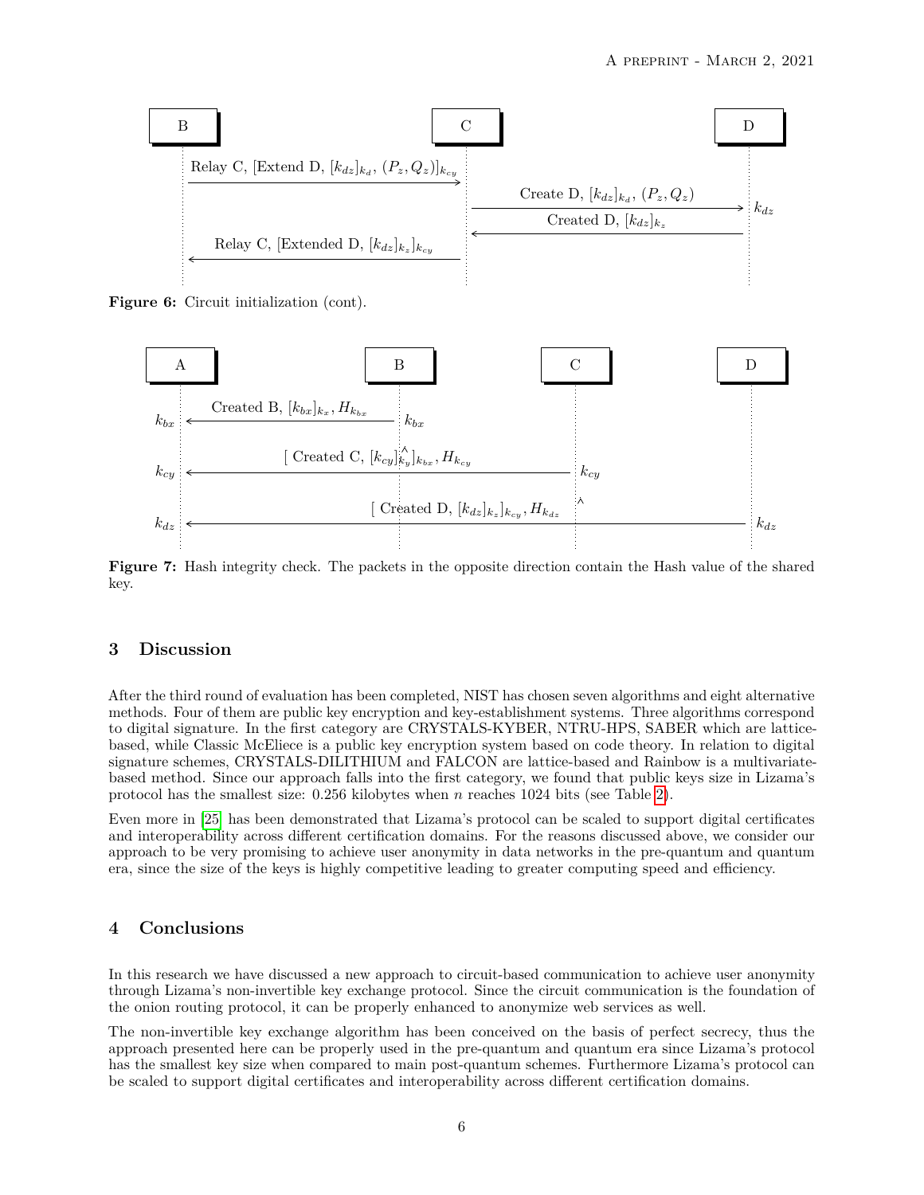**Figure 6:** Circuit initialization (cont).

**Figure 7:** Hash integrity check. The packets in the opposite direction contain the Hash value of the shared key.

## 3 Discussion

After the third round of evaluation has been completed, NIST has chosen seven algorithms and eight alternative methods. Four of them are public key encryption and key-establishment systems. Three algorithms correspond to digital signature. In the first category are CRYSTALS-KYBER, NTRU-HPS, SABER which are lattice-based, while Classic McEliece is a public key encryption system based on code theory. In relation to digital signature schemes, CRYSTALS-DILITHIUM and FALCON are lattice-based and Rainbow is a multivariate-based method. Since our approach falls into the first category, we found that public keys size in Lizama's protocol has the smallest size: 0.256 kilobytes when $n$ reaches 1024 bits (see Table 2).

Even more in [25] has been demonstrated that Lizama's protocol can be scaled to support digital certificates and interoperability across different certification domains. For the reasons discussed above, we consider our approach to be very promising to achieve user anonymity in data networks in the pre-quantum and quantum era, since the size of the keys is highly competitive leading to greater computing speed and efficiency.

## 4 Conclusions

In this research we have discussed a new approach to circuit-based communication to achieve user anonymity through Lizama's non-invertible key exchange protocol. Since the circuit communication is the foundation of the onion routing protocol, it can be properly enhanced to anonymize web services as well.

The non-invertible key exchange algorithm has been conceived on the basis of perfect secrecy, thus the approach presented here can be properly used in the pre-quantum and quantum era since Lizama's protocol has the smallest key size when compared to main post-quantum schemes. Furthermore Lizama's protocol can be scaled to support digital certificates and interoperability across different certification domains.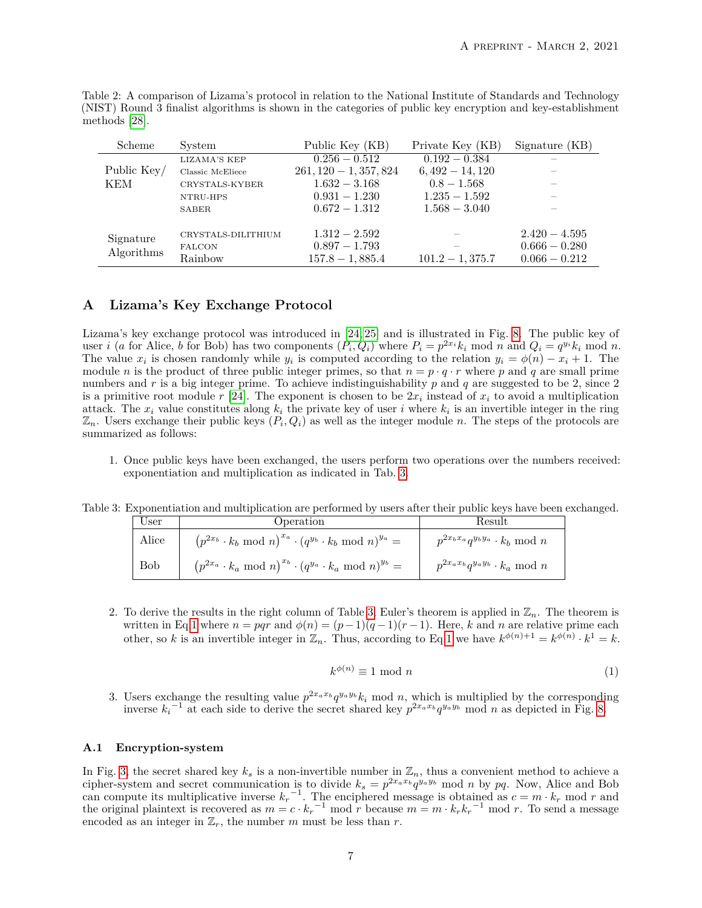Table 2: A comparison of Lizama's protocol in relation to the National Institute of Standards and Technology (NIST) Round 3 finalist algorithms is shown in the categories of public key encryption and key-establishment methods [28].

| Scheme | System | Public Key (KB) | Private Key (KB) | Signature (KB) |
|---|---|---|---|---|
| Public Key/ KEM | LIZAMA'S KEP | $0.256 - 0.512$ | $0.192 - 0.384$ | – |
| | Classic McEliece | $261,120 - 1,357,824$ | $6,492 - 14,120$ | – |
| | CRYSTALS-KYBER | $1.632 - 3.168$ | $0.8 - 1.568$ | – |
| | NTRU-HPS | $0.931 - 1.230$ | $1.235 - 1.592$ | – |
| | SABER | $0.672 - 1.312$ | $1.568 - 3.040$ | – |
| Signature Algorithms | CRYSTALS-DILITHIUM | $1.312 - 2.592$ | – | $2.420 - 4.595$ |
| | FALCON | $0.897 - 1.793$ | – | $0.666 - 0.280$ |
| | Rainbow | $157.8 - 1,885.4$ | $101.2 - 1,375.7$ | $0.066 - 0.212$ |

# A Lizama's Key Exchange Protocol

Lizama's key exchange protocol was introduced in [24, 25] and is illustrated in Fig. 8. The public key of user $i$ ($a$ for Alice, $b$ for Bob) has two components $(P_i, Q_i)$ where $P_i = p^{2x_i} k_i \bmod n$ and $Q_i = q^{y_i} k_i \bmod n$. The value $x_i$ is chosen randomly while $y_i$ is computed according to the relation $y_i = \phi(n) - x_i + 1$. The module $n$ is the product of three public integer primes, so that $n = p \cdot q \cdot r$ where $p$ and $q$ are small prime numbers and $r$ is a big integer prime. To achieve indistinguishability $p$ and $q$ are suggested to be 2, since 2 is a primitive root module $r$ [24]. The exponent is chosen to be $2x_i$ instead of $x_i$ to avoid a multiplication attack. The $x_i$ value constitutes along $k_i$ the private key of user $i$ where $k_i$ is an invertible integer in the ring $\mathbb{Z}_n$. Users exchange their public keys $(P_i, Q_i)$ as well as the integer module $n$. The steps of the protocols are summarized as follows:

1. Once public keys have been exchanged, the users perform two operations over the numbers received: exponentiation and multiplication as indicated in Tab. 3.

Table 3: Exponentiation and multiplication are performed by users after their public keys have been exchanged.

| User | Operation | Result |
|---|---|---|
| Alice | $\left(p^{2x_b} \cdot k_b \bmod n\right)^{x_a} \cdot \left(q^{y_b} \cdot k_b \bmod n\right)^{y_a} =$ | $p^{2x_b x_a} q^{y_b y_a} \cdot k_b \bmod n$ |
| Bob | $\left(p^{2x_a} \cdot k_a \bmod n\right)^{x_b} \cdot \left(q^{y_a} \cdot k_a \bmod n\right)^{y_b} =$ | $p^{2x_a x_b} q^{y_a y_b} \cdot k_a \bmod n$ |

2. To derive the results in the right column of Table 3, Euler's theorem is applied in $\mathbb{Z}_n$. The theorem is written in Eq 1 where $n = pqr$ and $\phi(n) = (p-1)(q-1)(r-1)$. Here, $k$ and $n$ are relative prime each other, so $k$ is an invertible integer in $\mathbb{Z}_n$. Thus, according to Eq 1 we have $k^{\phi(n)+1} = k^{\phi(n)} \cdot k^1 = k$.

$$k^{\phi(n)} \equiv 1 \bmod n \tag{1}$$

3. Users exchange the resulting value $p^{2x_a x_b} q^{y_a y_b} k_i \bmod n$, which is multiplied by the corresponding inverse ${k_i}^{-1}$ at each side to derive the secret shared key $p^{2x_a x_b} q^{y_a y_b} \bmod n$ as depicted in Fig. 8.

## A.1 Encryption-system

In Fig. 3, the secret shared key $k_s$ is a non-invertible number in $\mathbb{Z}_n$, thus a convenient method to achieve a cipher-system and secret communication is to divide $k_s = p^{2x_a x_b} q^{y_a y_b} \bmod n$ by $pq$. Now, Alice and Bob can compute its multiplicative inverse ${k_r}^{-1}$. The enciphered message is obtained as $c = m \cdot k_r \bmod r$ and the original plaintext is recovered as $m = c \cdot {k_r}^{-1} \bmod r$ because $m = m \cdot k_r {k_r}^{-1} \bmod r$. To send a message encoded as an integer in $\mathbb{Z}_r$, the number $m$ must be less than $r$.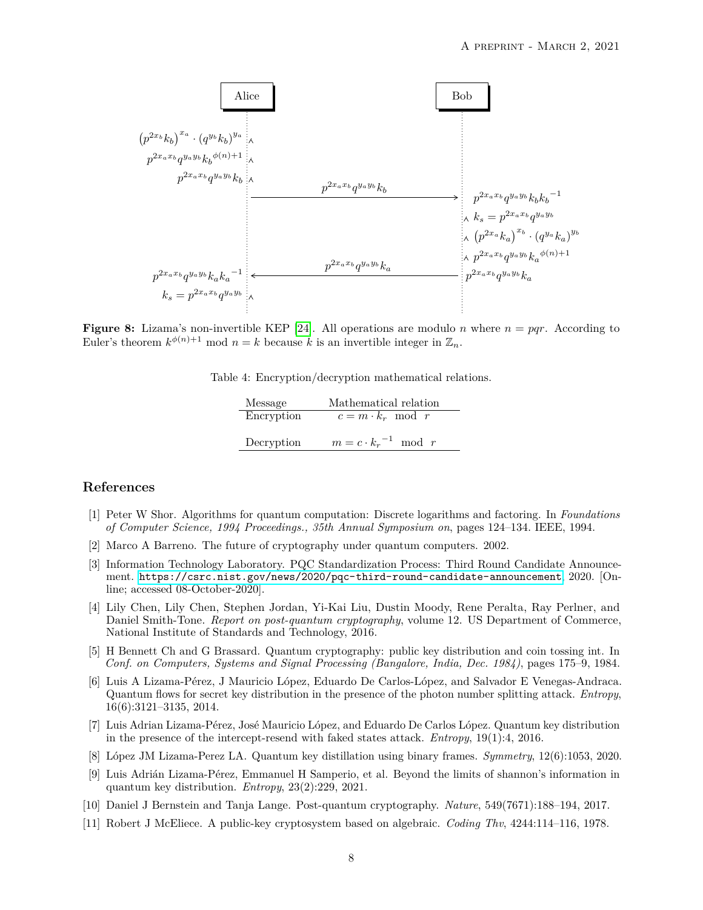**Figure 8:** Lizama's non-invertible KEP [24]. All operations are modulo $n$ where $n = pqr$. According to Euler's theorem $k^{\phi(n)+1} \bmod n = k$ because $k$ is an invertible integer in $\mathbb{Z}_n$.

Table 4: Encryption/decryption mathematical relations.

| Message | Mathematical relation |
|---|---|
| Encryption | $c = m \cdot k_r \mod r$ |
| Decryption | $m = c \cdot {k_r}^{-1} \mod r$ |

## References

[1] Peter W Shor. Algorithms for quantum computation: Discrete logarithms and factoring. In *Foundations of Computer Science, 1994 Proceedings., 35th Annual Symposium on*, pages 124–134. IEEE, 1994.

[2] Marco A Barreno. The future of cryptography under quantum computers. 2002.

[3] Information Technology Laboratory. PQC Standardization Process: Third Round Candidate Announcement. https://csrc.nist.gov/news/2020/pqc-third-round-candidate-announcement, 2020. [Online; accessed 08-October-2020].

[4] Lily Chen, Lily Chen, Stephen Jordan, Yi-Kai Liu, Dustin Moody, Rene Peralta, Ray Perlner, and Daniel Smith-Tone. *Report on post-quantum cryptography*, volume 12. US Department of Commerce, National Institute of Standards and Technology, 2016.

[5] H Bennett Ch and G Brassard. Quantum cryptography: public key distribution and coin tossing int. In *Conf. on Computers, Systems and Signal Processing (Bangalore, India, Dec. 1984)*, pages 175–9, 1984.

[6] Luis A Lizama-Pérez, J Mauricio López, Eduardo De Carlos-López, and Salvador E Venegas-Andraca. Quantum flows for secret key distribution in the presence of the photon number splitting attack. *Entropy*, 16(6):3121–3135, 2014.

[7] Luis Adrian Lizama-Pérez, José Mauricio López, and Eduardo De Carlos López. Quantum key distribution in the presence of the intercept-resend with faked states attack. *Entropy*, 19(1):4, 2016.

[8] López JM Lizama-Perez LA. Quantum key distillation using binary frames. *Symmetry*, 12(6):1053, 2020.

[9] Luis Adrián Lizama-Pérez, Emmanuel H Samperio, et al. Beyond the limits of shannon's information in quantum key distribution. *Entropy*, 23(2):229, 2021.

[10] Daniel J Bernstein and Tanja Lange. Post-quantum cryptography. *Nature*, 549(7671):188–194, 2017.

[11] Robert J McEliece. A public-key cryptosystem based on algebraic. *Coding Thv*, 4244:114–116, 1978.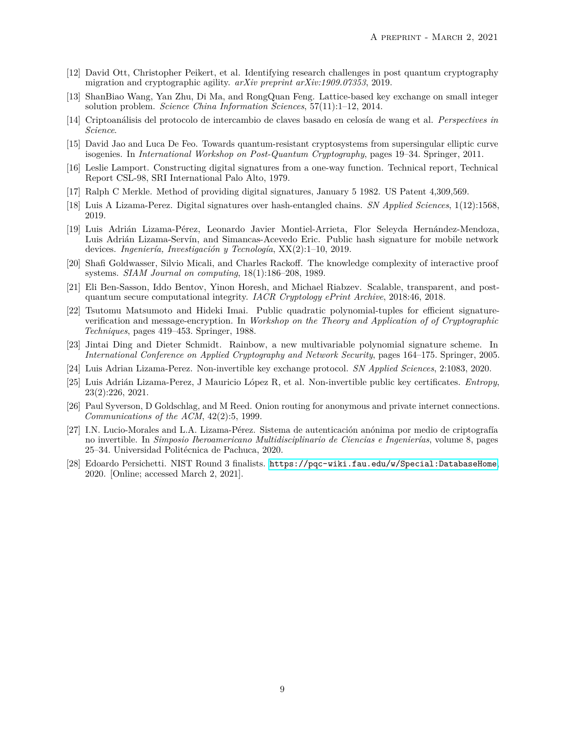[12] David Ott, Christopher Peikert, et al. Identifying research challenges in post quantum cryptography migration and cryptographic agility. *arXiv preprint arXiv:1909.07353*, 2019.

[13] ShanBiao Wang, Yan Zhu, Di Ma, and RongQuan Feng. Lattice-based key exchange on small integer solution problem. *Science China Information Sciences*, 57(11):1–12, 2014.

[14] Criptoanálisis del protocolo de intercambio de claves basado en celosía de wang et al. *Perspectives in Science*.

[15] David Jao and Luca De Feo. Towards quantum-resistant cryptosystems from supersingular elliptic curve isogenies. In *International Workshop on Post-Quantum Cryptography*, pages 19–34. Springer, 2011.

[16] Leslie Lamport. Constructing digital signatures from a one-way function. Technical report, Technical Report CSL-98, SRI International Palo Alto, 1979.

[17] Ralph C Merkle. Method of providing digital signatures, January 5 1982. US Patent 4,309,569.

[18] Luis A Lizama-Perez. Digital signatures over hash-entangled chains. *SN Applied Sciences*, 1(12):1568, 2019.

[19] Luis Adrián Lizama-Pérez, Leonardo Javier Montiel-Arrieta, Flor Seleyda Hernández-Mendoza, Luis Adrián Lizama-Servín, and Simancas-Acevedo Eric. Public hash signature for mobile network devices. *Ingeniería, Investigación y Tecnología*, XX(2):1–10, 2019.

[20] Shafi Goldwasser, Silvio Micali, and Charles Rackoff. The knowledge complexity of interactive proof systems. *SIAM Journal on computing*, 18(1):186–208, 1989.

[21] Eli Ben-Sasson, Iddo Bentov, Yinon Horesh, and Michael Riabzev. Scalable, transparent, and post-quantum secure computational integrity. *IACR Cryptology ePrint Archive*, 2018:46, 2018.

[22] Tsutomu Matsumoto and Hideki Imai. Public quadratic polynomial-tuples for efficient signature-verification and message-encryption. In *Workshop on the Theory and Application of of Cryptographic Techniques*, pages 419–453. Springer, 1988.

[23] Jintai Ding and Dieter Schmidt. Rainbow, a new multivariable polynomial signature scheme. In *International Conference on Applied Cryptography and Network Security*, pages 164–175. Springer, 2005.

[24] Luis Adrian Lizama-Perez. Non-invertible key exchange protocol. *SN Applied Sciences*, 2:1083, 2020.

[25] Luis Adrián Lizama-Perez, J Mauricio López R, et al. Non-invertible public key certificates. *Entropy*, 23(2):226, 2021.

[26] Paul Syverson, D Goldschlag, and M Reed. Onion routing for anonymous and private internet connections. *Communications of the ACM*, 42(2):5, 1999.

[27] I.N. Lucio-Morales and L.A. Lizama-Pérez. Sistema de autenticación anónima por medio de criptografía no invertible. In *Simposio Iberoamericano Multidisciplinario de Ciencias e Ingenierías*, volume 8, pages 25–34. Universidad Politécnica de Pachuca, 2020.

[28] Edoardo Persichetti. NIST Round 3 finalists. https://pqc-wiki.fau.edu/w/Special:DatabaseHome, 2020. [Online; accessed March 2, 2021].